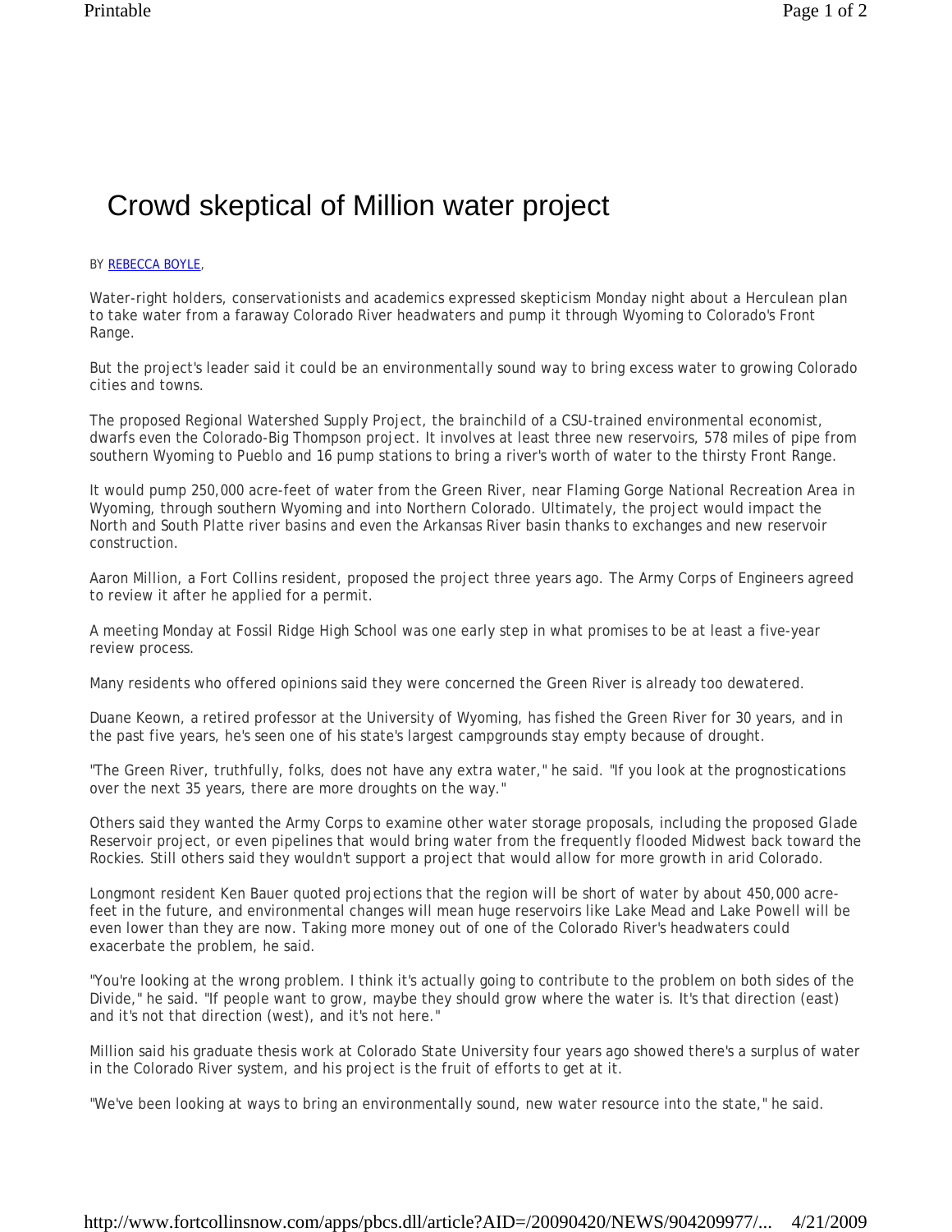# Crowd skeptical of Million water project

BY REBECCA BOYLE,

Water-right holders, conservationists and academics expressed skepticism Monday night about a Herculean plan to take water from a faraway Colorado River headwaters and pump it through Wyoming to Colorado's Front Range.

But the project's leader said it could be an environmentally sound way to bring excess water to growing Colorado cities and towns.

The proposed Regional Watershed Supply Project, the brainchild of a CSU-trained environmental economist, dwarfs even the Colorado-Big Thompson project. It involves at least three new reservoirs, 578 miles of pipe from southern Wyoming to Pueblo and 16 pump stations to bring a river's worth of water to the thirsty Front Range.

It would pump 250,000 acre-feet of water from the Green River, near Flaming Gorge National Recreation Area in Wyoming, through southern Wyoming and into Northern Colorado. Ultimately, the project would impact the North and South Platte river basins and even the Arkansas River basin thanks to exchanges and new reservoir construction.

Aaron Million, a Fort Collins resident, proposed the project three years ago. The Army Corps of Engineers agreed to review it after he applied for a permit.

A meeting Monday at Fossil Ridge High School was one early step in what promises to be at least a five-year review process.

Many residents who offered opinions said they were concerned the Green River is already too dewatered.

Duane Keown, a retired professor at the University of Wyoming, has fished the Green River for 30 years, and in the past five years, he's seen one of his state's largest campgrounds stay empty because of drought.

"The Green River, truthfully, folks, does not have any extra water," he said. "If you look at the prognostications over the next 35 years, there are more droughts on the way."

Others said they wanted the Army Corps to examine other water storage proposals, including the proposed Glade Reservoir project, or even pipelines that would bring water from the frequently flooded Midwest back toward the Rockies. Still others said they wouldn't support a project that would allow for more growth in arid Colorado.

Longmont resident Ken Bauer quoted projections that the region will be short of water by about 450,000 acre-feet in the future, and environmental changes will mean huge reservoirs like Lake Mead and Lake Powell will be even lower than they are now. Taking more money out of one of the Colorado River's headwaters could exacerbate the problem, he said.

"You're looking at the wrong problem. I think it's actually going to contribute to the problem on both sides of the Divide," he said. "If people want to grow, maybe they should grow where the water is. It's that direction (east) and it's not that direction (west), and it's not here."

Million said his graduate thesis work at Colorado State University four years ago showed there's a surplus of water in the Colorado River system, and his project is the fruit of efforts to get at it.

"We've been looking at ways to bring an environmentally sound, new water resource into the state," he said.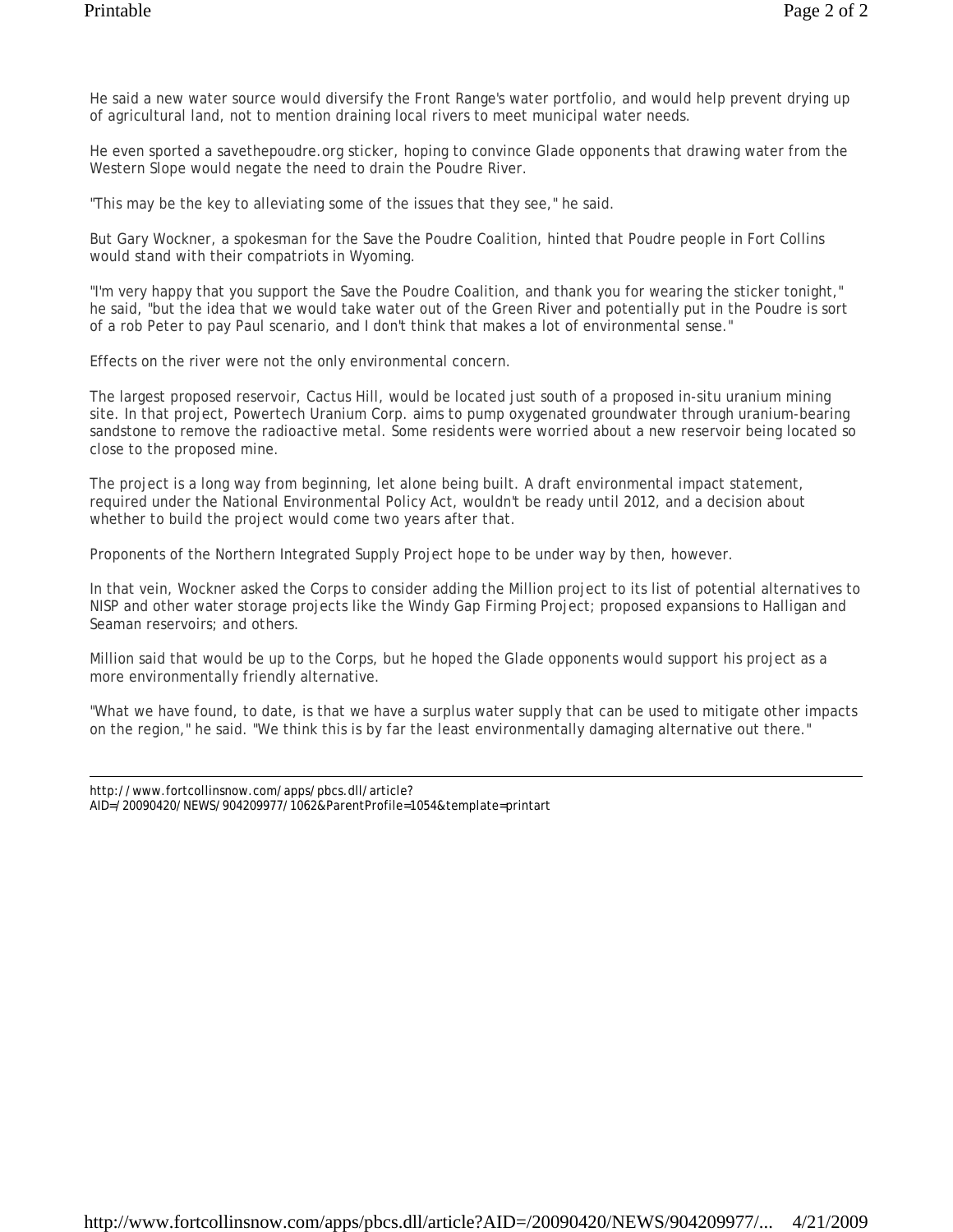He said a new water source would diversify the Front Range's water portfolio, and would help prevent drying up of agricultural land, not to mention draining local rivers to meet municipal water needs.

He even sported a savethepoudre.org sticker, hoping to convince Glade opponents that drawing water from the Western Slope would negate the need to drain the Poudre River.

"This may be the key to alleviating some of the issues that they see," he said.

But Gary Wockner, a spokesman for the Save the Poudre Coalition, hinted that Poudre people in Fort Collins would stand with their compatriots in Wyoming.

"I'm very happy that you support the Save the Poudre Coalition, and thank you for wearing the sticker tonight," he said, "but the idea that we would take water out of the Green River and potentially put in the Poudre is sort of a rob Peter to pay Paul scenario, and I don't think that makes a lot of environmental sense."

Effects on the river were not the only environmental concern.

The largest proposed reservoir, Cactus Hill, would be located just south of a proposed in-situ uranium mining site. In that project, Powertech Uranium Corp. aims to pump oxygenated groundwater through uranium-bearing sandstone to remove the radioactive metal. Some residents were worried about a new reservoir being located so close to the proposed mine.

The project is a long way from beginning, let alone being built. A draft environmental impact statement, required under the National Environmental Policy Act, wouldn't be ready until 2012, and a decision about whether to build the project would come two years after that.

Proponents of the Northern Integrated Supply Project hope to be under way by then, however.

In that vein, Wockner asked the Corps to consider adding the Million project to its list of potential alternatives to NISP and other water storage projects like the Windy Gap Firming Project; proposed expansions to Halligan and Seaman reservoirs; and others.

Million said that would be up to the Corps, but he hoped the Glade opponents would support his project as a more environmentally friendly alternative.

"What we have found, to date, is that we have a surplus water supply that can be used to mitigate other impacts on the region," he said. "We think this is by far the least environmentally damaging alternative out there."

---

http://www.fortcollinsnow.com/apps/pbcs.dll/article?AID=/20090420/NEWS/904209977/1062&ParentProfile=1054&template=printart